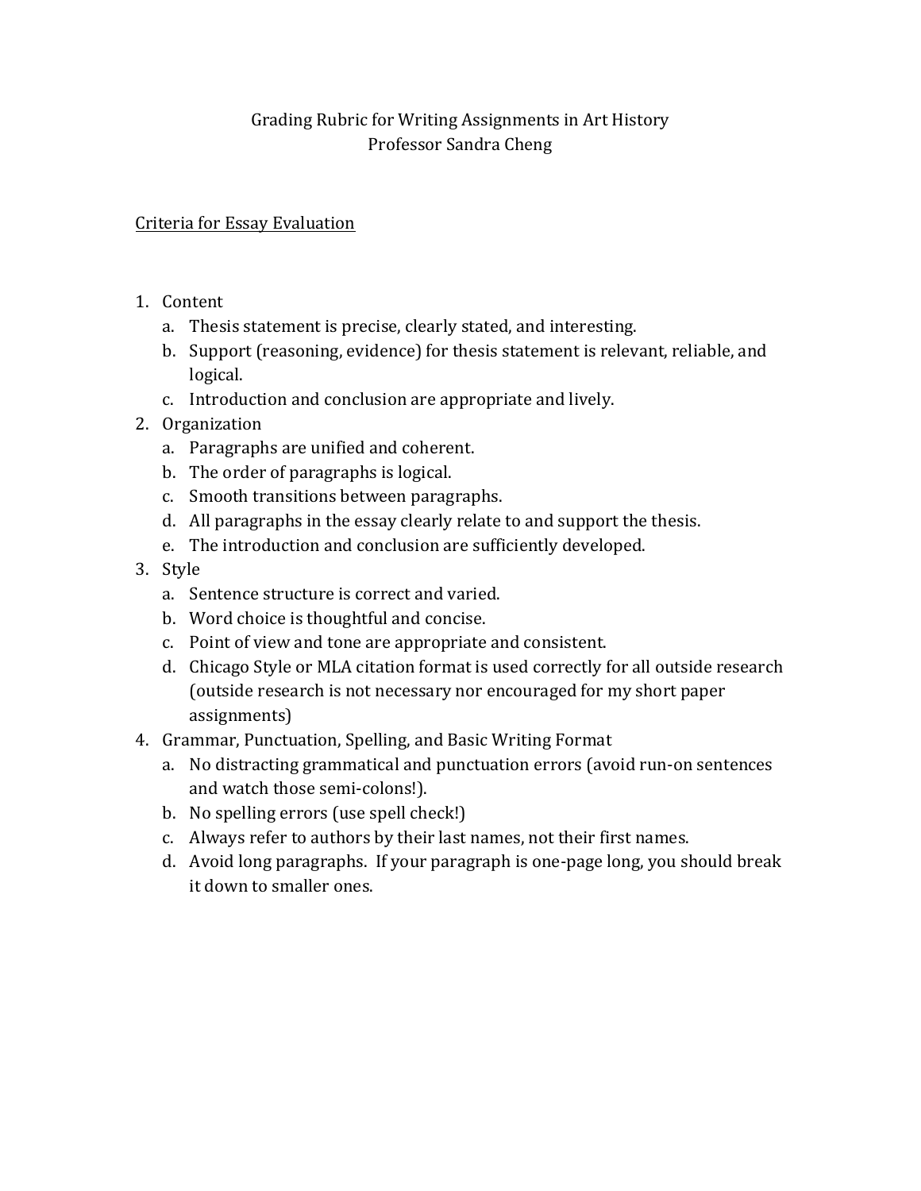# Grading Rubric for Writing Assignments in Art History
## Professor Sandra Cheng

<u>Criteria for Essay Evaluation</u>

1. Content
   a. Thesis statement is precise, clearly stated, and interesting.
   b. Support (reasoning, evidence) for thesis statement is relevant, reliable, and logical.
   c. Introduction and conclusion are appropriate and lively.
2. Organization
   a. Paragraphs are unified and coherent.
   b. The order of paragraphs is logical.
   c. Smooth transitions between paragraphs.
   d. All paragraphs in the essay clearly relate to and support the thesis.
   e. The introduction and conclusion are sufficiently developed.
3. Style
   a. Sentence structure is correct and varied.
   b. Word choice is thoughtful and concise.
   c. Point of view and tone are appropriate and consistent.
   d. Chicago Style or MLA citation format is used correctly for all outside research (outside research is not necessary nor encouraged for my short paper assignments)
4. Grammar, Punctuation, Spelling, and Basic Writing Format
   a. No distracting grammatical and punctuation errors (avoid run-on sentences and watch those semi-colons!).
   b. No spelling errors (use spell check!)
   c. Always refer to authors by their last names, not their first names.
   d. Avoid long paragraphs. If your paragraph is one-page long, you should break it down to smaller ones.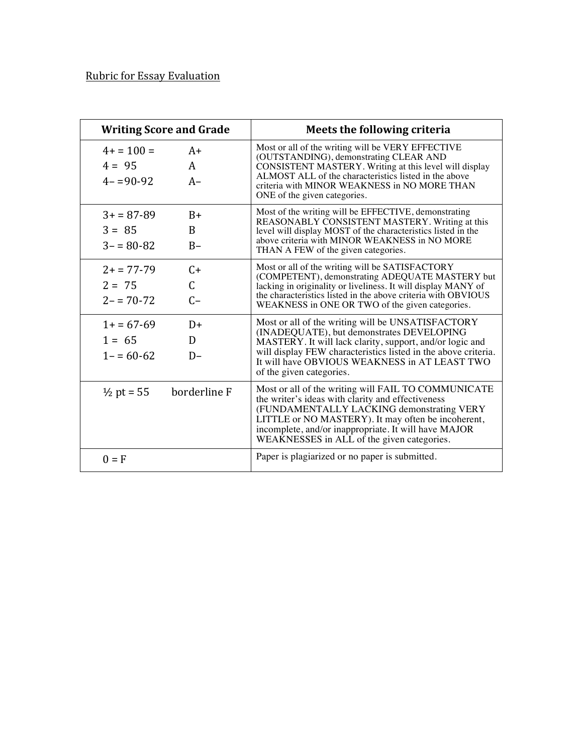Rubric for Essay Evaluation

| Writing Score and Grade | Meets the following criteria |
|---|---|
| 4+ = 100 = A+<br>4 = 95 A<br>4– =90-92 A– | Most or all of the writing will be VERY EFFECTIVE (OUTSTANDING), demonstrating CLEAR AND CONSISTENT MASTERY. Writing at this level will display ALMOST ALL of the characteristics listed in the above criteria with MINOR WEAKNESS in NO MORE THAN ONE of the given categories. |
| 3+ = 87-89 B+<br>3 = 85 B<br>3– = 80-82 B– | Most of the writing will be EFFECTIVE, demonstrating REASONABLY CONSISTENT MASTERY. Writing at this level will display MOST of the characteristics listed in the above criteria with MINOR WEAKNESS in NO MORE THAN A FEW of the given categories. |
| 2+ = 77-79 C+<br>2 = 75 C<br>2– = 70-72 C– | Most or all of the writing will be SATISFACTORY (COMPETENT), demonstrating ADEQUATE MASTERY but lacking in originality or liveliness. It will display MANY of the characteristics listed in the above criteria with OBVIOUS WEAKNESS in ONE OR TWO of the given categories. |
| 1+ = 67-69 D+<br>1 = 65 D<br>1– = 60-62 D– | Most or all of the writing will be UNSATISFACTORY (INADEQUATE), but demonstrates DEVELOPING MASTERY. It will lack clarity, support, and/or logic and will display FEW characteristics listed in the above criteria. It will have OBVIOUS WEAKNESS in AT LEAST TWO of the given categories. |
| ½ pt = 55 borderline F | Most or all of the writing will FAIL TO COMMUNICATE the writer's ideas with clarity and effectiveness (FUNDAMENTALLY LACKING demonstrating VERY LITTLE or NO MASTERY). It may often be incoherent, incomplete, and/or inappropriate. It will have MAJOR WEAKNESSES in ALL of the given categories. |
| 0 = F | Paper is plagiarized or no paper is submitted. |